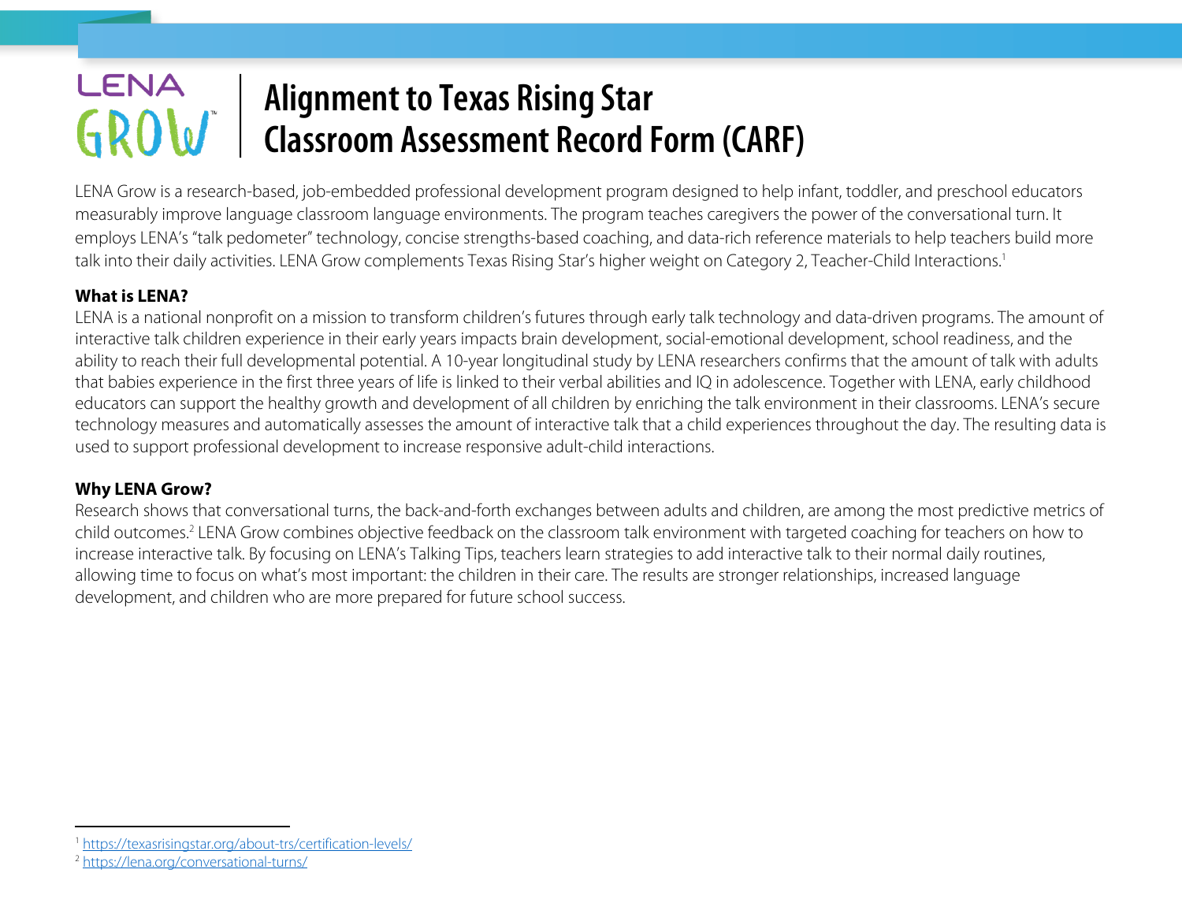# Alignment to Texas Rising Star Classroom Assessment Record Form (CARF)

LENA Grow is a research-based, job-embedded professional development program designed to help infant, toddler, and preschool educators measurably improve language classroom language environments. The program teaches caregivers the power of the conversational turn. It employs LENA's "talk pedometer" technology, concise strengths-based coaching, and data-rich reference materials to help teachers build more talk into their daily activities. LENA Grow complements Texas Rising Star's higher weight on Category 2, Teacher-Child Interactions.[1]

**What is LENA?**

LENA is a national nonprofit on a mission to transform children's futures through early talk technology and data-driven programs. The amount of interactive talk children experience in their early years impacts brain development, social-emotional development, school readiness, and the ability to reach their full developmental potential. A 10-year longitudinal study by LENA researchers confirms that the amount of talk with adults that babies experience in the first three years of life is linked to their verbal abilities and IQ in adolescence. Together with LENA, early childhood educators can support the healthy growth and development of all children by enriching the talk environment in their classrooms. LENA's secure technology measures and automatically assesses the amount of interactive talk that a child experiences throughout the day. The resulting data is used to support professional development to increase responsive adult-child interactions.

**Why LENA Grow?**

Research shows that conversational turns, the back-and-forth exchanges between adults and children, are among the most predictive metrics of child outcomes.[2] LENA Grow combines objective feedback on the classroom talk environment with targeted coaching for teachers on how to increase interactive talk. By focusing on LENA's Talking Tips, teachers learn strategies to add interactive talk to their normal daily routines, allowing time to focus on what's most important: the children in their care. The results are stronger relationships, increased language development, and children who are more prepared for future school success.

---

[1] https://texasrisingstar.org/about-trs/certification-levels/

[2] https://lena.org/conversational-turns/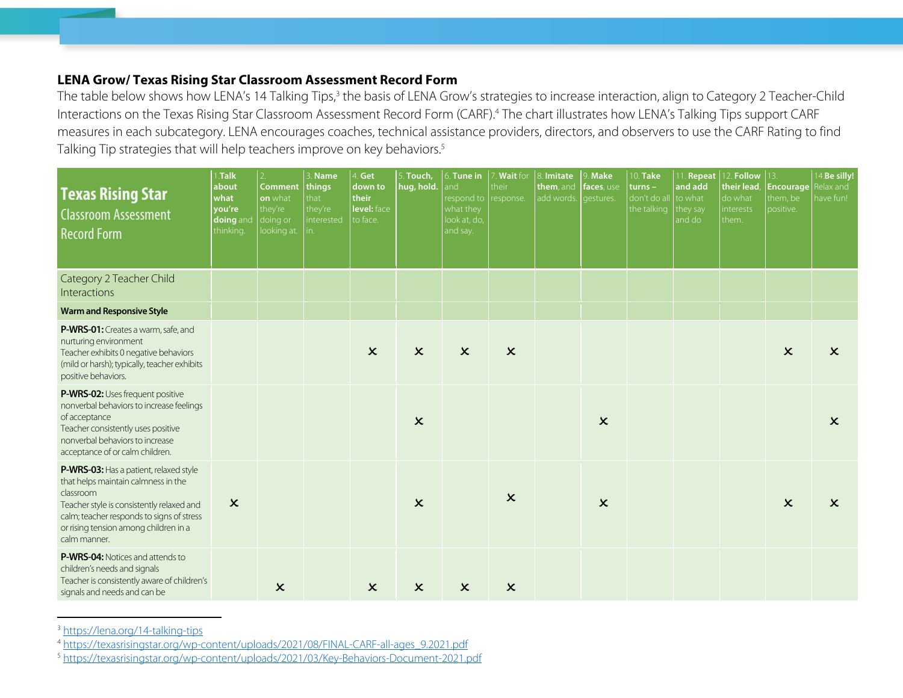**LENA Grow/ Texas Rising Star Classroom Assessment Record Form**

The table below shows how LENA's 14 Talking Tips,[3] the basis of LENA Grow's strategies to increase interaction, align to Category 2 Teacher-Child Interactions on the Texas Rising Star Classroom Assessment Record Form (CARF).[4] The chart illustrates how LENA's Talking Tips support CARF measures in each subcategory. LENA encourages coaches, technical assistance providers, directors, and observers to use the CARF Rating to find Talking Tip strategies that will help teachers improve on key behaviors.[5]

| **Texas Rising Star** Classroom Assessment Record Form | 1. **Talk about what you're doing** and thinking. | 2. **Comment on** what they're doing or looking at. | 3. **Name things** that they're interested in. | 4. **Get down to their level:** face to face. | 5. **Touch, hug, hold.** | 6. **Tune in** and respond to what they look at, do, and say. | 7. **Wait** for their response. | 8. **Imitate them,** and add words. | 9. **Make faces,** use gestures. | 10. **Take turns –** don't do all the talking | 11. **Repeat and add** to what they say and do | 12. **Follow their lead,** do what interests them. | 13. **Encourage** them, be positive. | 14. **Be silly!** Relax and have fun! |
|---|---|---|---|---|---|---|---|---|---|---|---|---|---|---|
| Category 2 Teacher Child Interactions | | | | | | | | | | | | | | |
| **Warm and Responsive Style** | | | | | | | | | | | | | | |
| **P-WRS-01:** Creates a warm, safe, and nurturing environment<br>Teacher exhibits 0 negative behaviors (mild or harsh); typically, teacher exhibits positive behaviors. | | | | × | × | × | × | | | | | | × | × |
| **P-WRS-02:** Uses frequent positive nonverbal behaviors to increase feelings of acceptance<br>Teacher consistently uses positive nonverbal behaviors to increase acceptance of or calm children. | | | | | × | | | | × | | | | | × |
| **P-WRS-03:** Has a patient, relaxed style that helps maintain calmness in the classroom<br>Teacher style is consistently relaxed and calm; teacher responds to signs of stress or rising tension among children in a calm manner. | × | | | | × | | × | | × | | | | × | × |
| **P-WRS-04:** Notices and attends to children's needs and signals<br>Teacher is consistently aware of children's signals and needs and can be | | × | | × | × | × | × | | | | | | | |

[3] https://lena.org/14-talking-tips

[4] https://texasrisingstar.org/wp-content/uploads/2021/08/FINAL-CARF-all-ages_9.2021.pdf

[5] https://texasrisingstar.org/wp-content/uploads/2021/03/Key-Behaviors-Document-2021.pdf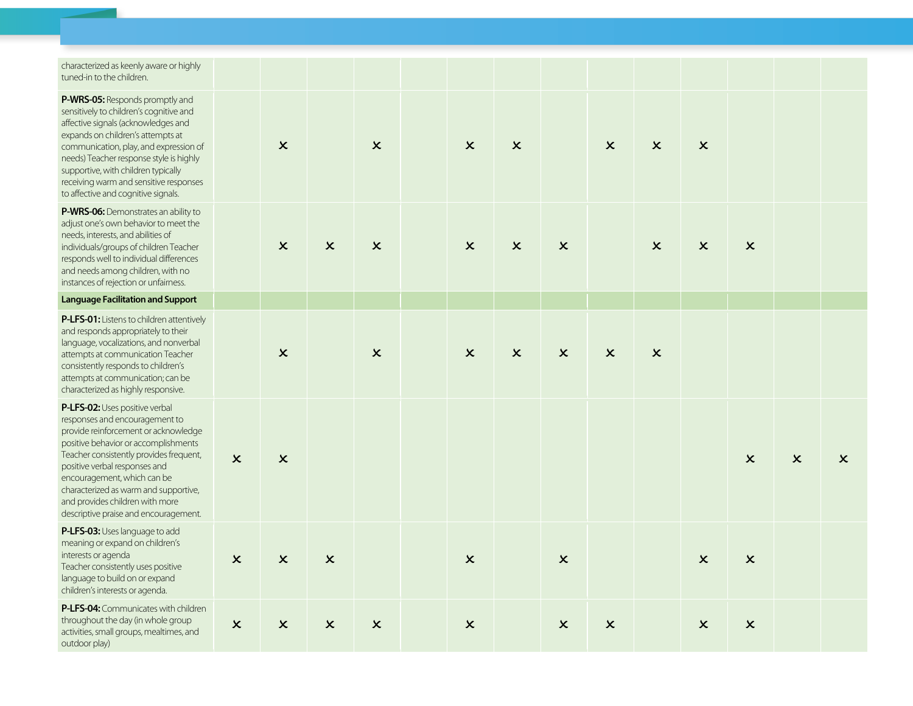| | | | | | | | | | | | | | | |
|---|---|---|---|---|---|---|---|---|---|---|---|---|---|---|
| characterized as keenly aware or highly tuned-in to the children. | | | | | | | | | | | | | | |
| **P-WRS-05:** Responds promptly and sensitively to children's cognitive and affective signals (acknowledges and expands on children's attempts at communication, play, and expression of needs) Teacher response style is highly supportive, with children typically receiving warm and sensitive responses to affective and cognitive signals. | | × | | × | | × | × | | × | × | × | | | |
| **P-WRS-06:** Demonstrates an ability to adjust one's own behavior to meet the needs, interests, and abilities of individuals/groups of children Teacher responds well to individual differences and needs among children, with no instances of rejection or unfairness. | | × | × | × | | × | × | × | | × | × | × | | |
| **Language Facilitation and Support** | | | | | | | | | | | | | | |
| **P-LFS-01:** Listens to children attentively and responds appropriately to their language, vocalizations, and nonverbal attempts at communication Teacher consistently responds to children's attempts at communication; can be characterized as highly responsive. | | × | | × | | × | × | × | × | × | | | | |
| **P-LFS-02:** Uses positive verbal responses and encouragement to provide reinforcement or acknowledge positive behavior or accomplishments Teacher consistently provides frequent, positive verbal responses and encouragement, which can be characterized as warm and supportive, and provides children with more descriptive praise and encouragement. | × | × | | | | | | | | | | × | × | × |
| **P-LFS-03:** Uses language to add meaning or expand on children's interests or agenda Teacher consistently uses positive language to build on or expand children's interests or agenda. | × | × | × | | | × | | × | | | × | × | | |
| **P-LFS-04:** Communicates with children throughout the day (in whole group activities, small groups, mealtimes, and outdoor play) | × | × | × | × | | × | | × | × | | × | × | | |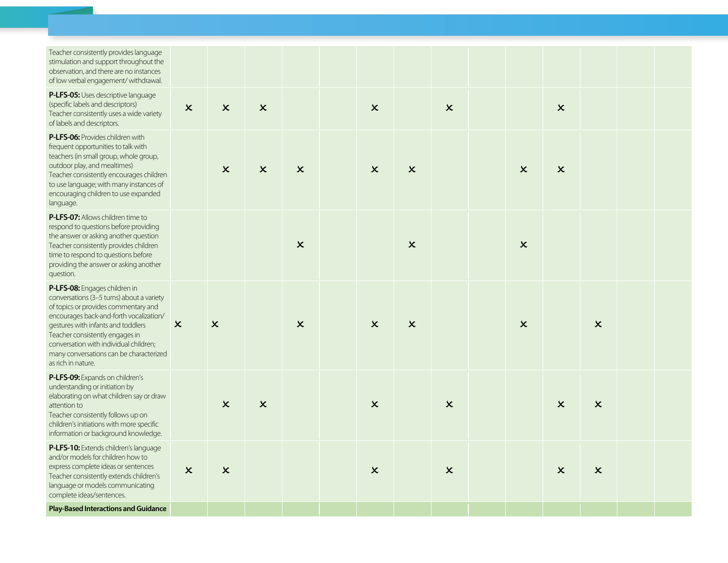| | | | | | | | | | | | | | | |
|---|---|---|---|---|---|---|---|---|---|---|---|---|---|---|
| Teacher consistently provides language stimulation and support throughout the observation, and there are no instances of low verbal engagement/ withdrawal. | | | | | | | | | | | | | | |
| **P-LFS-05:** Uses descriptive language (specific labels and descriptors)<br>Teacher consistently uses a wide variety of labels and descriptors. | × | × | × | | | × | | × | | | × | | | |
| **P-LFS-06:** Provides children with frequent opportunities to talk with teachers (in small group, whole group, outdoor play, and mealtimes)<br>Teacher consistently encourages children to use language; with many instances of encouraging children to use expanded language. | | × | × | × | | × | × | | | × | × | | | |
| **P-LFS-07:** Allows children time to respond to questions before providing the answer or asking another question<br>Teacher consistently provides children time to respond to questions before providing the answer or asking another question. | | | | × | | | × | | | × | | | | |
| **P-LFS-08:** Engages children in conversations (3–5 turns) about a variety of topics or provides commentary and encourages back-and-forth vocalization/ gestures with infants and toddlers<br>Teacher consistently engages in conversation with individual children; many conversations can be characterized as rich in nature. | × | × | | × | | × | × | | | × | | × | | |
| **P-LFS-09:** Expands on children's understanding or initiation by elaborating on what children say or draw attention to<br>Teacher consistently follows up on children's initiations with more specific information or background knowledge. | | × | × | | | × | | × | | | × | × | | |
| **P-LFS-10:** Extends children's language and/or models for children how to express complete ideas or sentences<br>Teacher consistently extends children's language or models communicating complete ideas/sentences. | × | × | | | | × | | × | | | × | × | | |
| **Play-Based Interactions and Guidance** | | | | | | | | | | | | | | |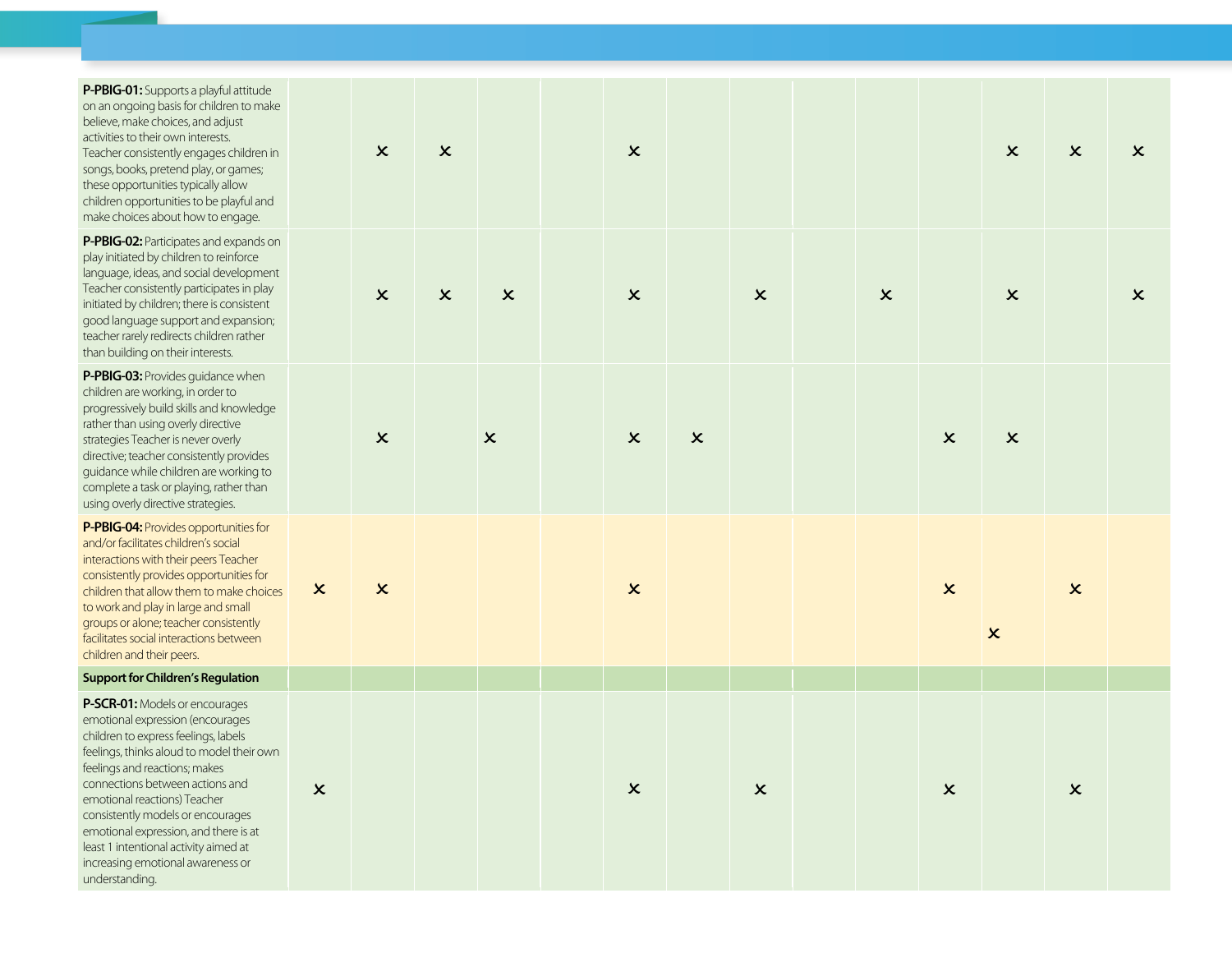| | | | | | | | | | | | | | | |
|---|---|---|---|---|---|---|---|---|---|---|---|---|---|---|
| **P-PBIG-01:** Supports a playful attitude on an ongoing basis for children to make believe, make choices, and adjust activities to their own interests. Teacher consistently engages children in songs, books, pretend play, or games; these opportunities typically allow children opportunities to be playful and make choices about how to engage. | | × | × | | | × | | | | | | × | × | × |
| **P-PBIG-02:** Participates and expands on play initiated by children to reinforce language, ideas, and social development Teacher consistently participates in play initiated by children; there is consistent good language support and expansion; teacher rarely redirects children rather than building on their interests. | | × | × | × | | × | | × | | × | | × | | × |
| **P-PBIG-03:** Provides guidance when children are working, in order to progressively build skills and knowledge rather than using overly directive strategies Teacher is never overly directive; teacher consistently provides guidance while children are working to complete a task or playing, rather than using overly directive strategies. | | × | | × | | × | × | | | | × | × | | |
| **P-PBIG-04:** Provides opportunities for and/or facilitates children's social interactions with their peers Teacher consistently provides opportunities for children that allow them to make choices to work and play in large and small groups or alone; teacher consistently facilitates social interactions between children and their peers. | × | × | | | | × | | | | | × | × | × | |
| **Support for Children's Regulation** | | | | | | | | | | | | | | |
| **P-SCR-01:** Models or encourages emotional expression (encourages children to express feelings, labels feelings, thinks aloud to model their own feelings and reactions; makes connections between actions and emotional reactions) Teacher consistently models or encourages emotional expression, and there is at least 1 intentional activity aimed at increasing emotional awareness or understanding. | × | | | | | × | | × | | | × | | × | |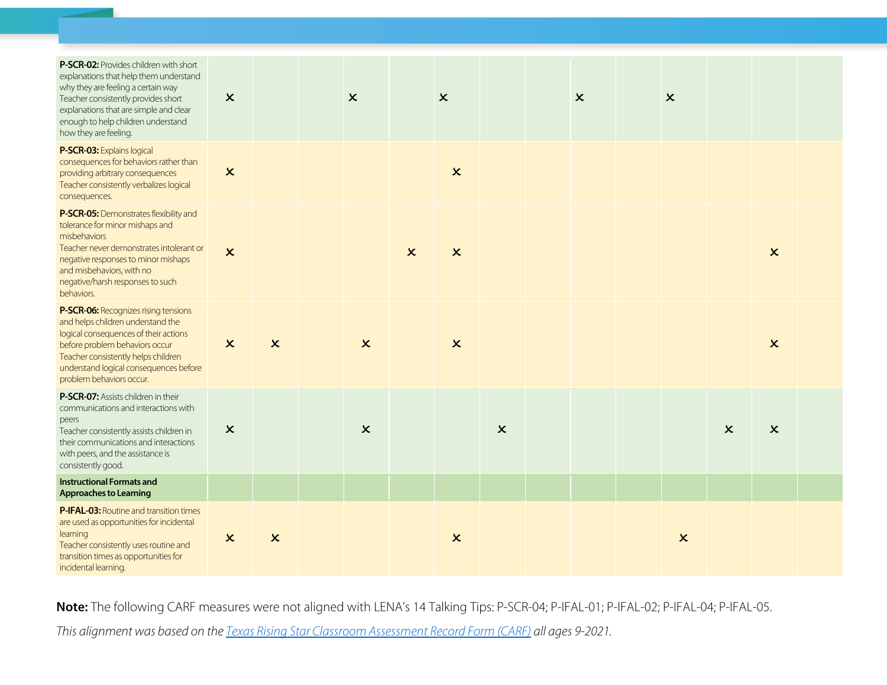| | | | | | | | | | | | | | | |
|---|---|---|---|---|---|---|---|---|---|---|---|---|---|---|
| **P-SCR-02:** Provides children with short explanations that help them understand why they are feeling a certain way<br>Teacher consistently provides short explanations that are simple and clear enough to help children understand how they are feeling. | × | | | × | | × | | | × | | × | | | |
| **P-SCR-03:** Explains logical consequences for behaviors rather than providing arbitrary consequences<br>Teacher consistently verbalizes logical consequences. | × | | | | | × | | | | | | | | |
| **P-SCR-05:** Demonstrates flexibility and tolerance for minor mishaps and misbehaviors<br>Teacher never demonstrates intolerant or negative responses to minor mishaps and misbehaviors, with no negative/harsh responses to such behaviors. | × | | | | × | × | | | | | | | × | |
| **P-SCR-06:** Recognizes rising tensions and helps children understand the logical consequences of their actions before problem behaviors occur<br>Teacher consistently helps children understand logical consequences before problem behaviors occur. | × | × | | × | | × | | | | | | | × | |
| **P-SCR-07:** Assists children in their communications and interactions with peers<br>Teacher consistently assists children in their communications and interactions with peers, and the assistance is consistently good. | × | | | × | | | × | | | | | × | × | |
| **Instructional Formats and Approaches to Learning** | | | | | | | | | | | | | | |
| **P-IFAL-03:** Routine and transition times are used as opportunities for incidental learning<br>Teacher consistently uses routine and transition times as opportunities for incidental learning. | × | × | | | | × | | | | | × | | | |

**Note:** The following CARF measures were not aligned with LENA's 14 Talking Tips: P-SCR-04; P-IFAL-01; P-IFAL-02; P-IFAL-04; P-IFAL-05.

*This alignment was based on the [Texas Rising Star Classroom Assessment Record Form (CARF)] all ages 9-2021.*